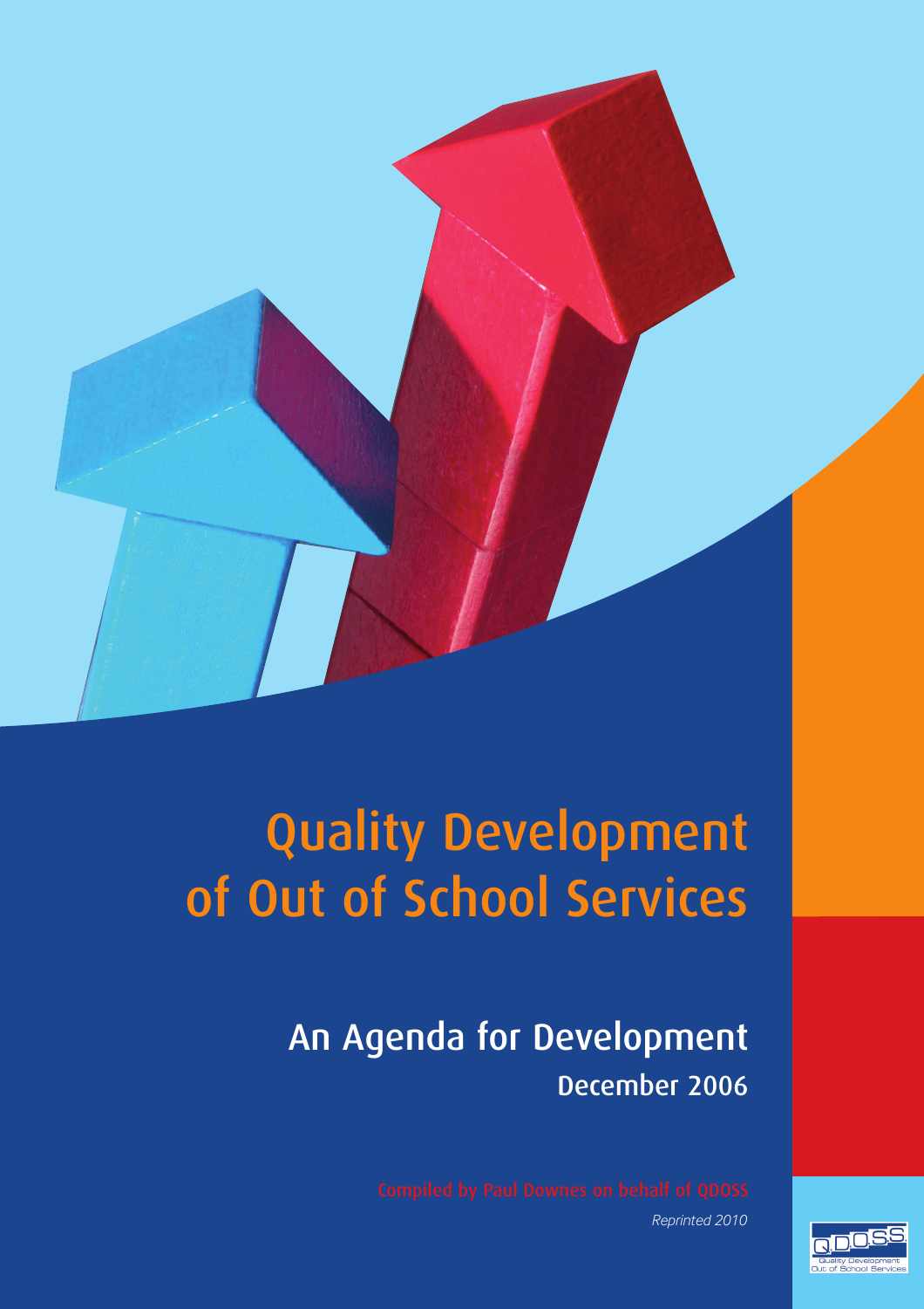# Quality Development of Out of School Services

## An Agenda for Development

December 2006

Compiled by Paul Downes on behalf of QDOSS

*Reprinted 2010*

QDOSS Quality Development Out of School Services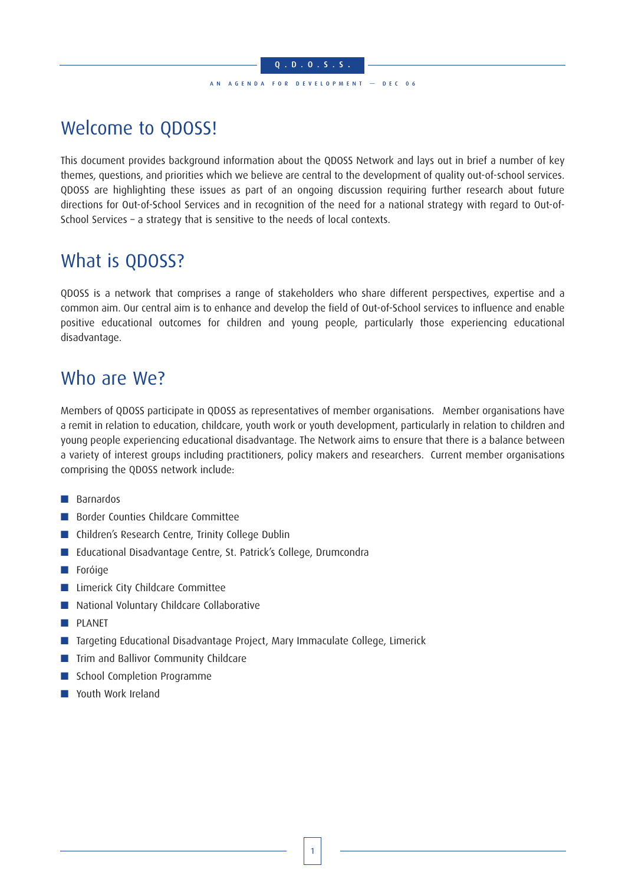## Welcome to QDOSS!

This document provides background information about the QDOSS Network and lays out in brief a number of key themes, questions, and priorities which we believe are central to the development of quality out-of-school services. QDOSS are highlighting these issues as part of an ongoing discussion requiring further research about future directions for Out-of-School Services and in recognition of the need for a national strategy with regard to Out-of-School Services – a strategy that is sensitive to the needs of local contexts.

## What is QDOSS?

QDOSS is a network that comprises a range of stakeholders who share different perspectives, expertise and a common aim. Our central aim is to enhance and develop the field of Out-of-School services to influence and enable positive educational outcomes for children and young people, particularly those experiencing educational disadvantage.

## Who are We?

Members of QDOSS participate in QDOSS as representatives of member organisations. Member organisations have a remit in relation to education, childcare, youth work or youth development, particularly in relation to children and young people experiencing educational disadvantage. The Network aims to ensure that there is a balance between a variety of interest groups including practitioners, policy makers and researchers. Current member organisations comprising the QDOSS network include:

- Barnardos
- Border Counties Childcare Committee
- Children's Research Centre, Trinity College Dublin
- Educational Disadvantage Centre, St. Patrick's College, Drumcondra
- Foróige
- Limerick City Childcare Committee
- National Voluntary Childcare Collaborative
- PLANET
- Targeting Educational Disadvantage Project, Mary Immaculate College, Limerick
- Trim and Ballivor Community Childcare
- School Completion Programme
- Youth Work Ireland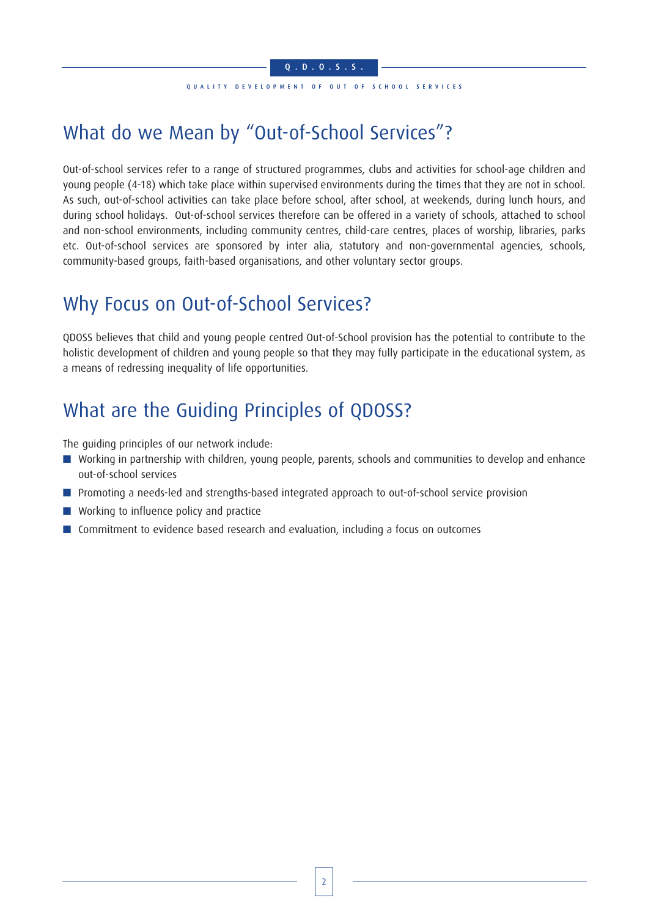## What do we Mean by "Out-of-School Services"?

Out-of-school services refer to a range of structured programmes, clubs and activities for school-age children and young people (4-18) which take place within supervised environments during the times that they are not in school. As such, out-of-school activities can take place before school, after school, at weekends, during lunch hours, and during school holidays. Out-of-school services therefore can be offered in a variety of schools, attached to school and non-school environments, including community centres, child-care centres, places of worship, libraries, parks etc. Out-of-school services are sponsored by inter alia, statutory and non-governmental agencies, schools, community-based groups, faith-based organisations, and other voluntary sector groups.

## Why Focus on Out-of-School Services?

QDOSS believes that child and young people centred Out-of-School provision has the potential to contribute to the holistic development of children and young people so that they may fully participate in the educational system, as a means of redressing inequality of life opportunities.

## What are the Guiding Principles of QDOSS?

The guiding principles of our network include:

- Working in partnership with children, young people, parents, schools and communities to develop and enhance out-of-school services
- Promoting a needs-led and strengths-based integrated approach to out-of-school service provision
- Working to influence policy and practice
- Commitment to evidence based research and evaluation, including a focus on outcomes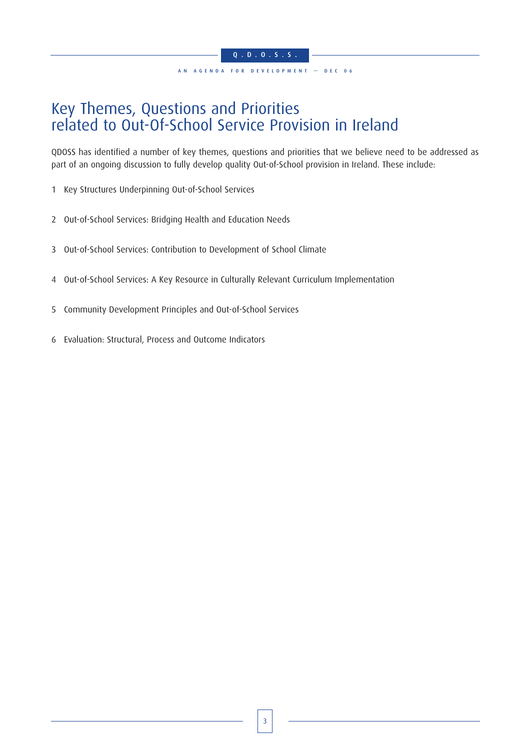# Key Themes, Questions and Priorities related to Out-Of-School Service Provision in Ireland

QDOSS has identified a number of key themes, questions and priorities that we believe need to be addressed as part of an ongoing discussion to fully develop quality Out-of-School provision in Ireland. These include:

1. Key Structures Underpinning Out-of-School Services
2. Out-of-School Services: Bridging Health and Education Needs
3. Out-of-School Services: Contribution to Development of School Climate
4. Out-of-School Services: A Key Resource in Culturally Relevant Curriculum Implementation
5. Community Development Principles and Out-of-School Services
6. Evaluation: Structural, Process and Outcome Indicators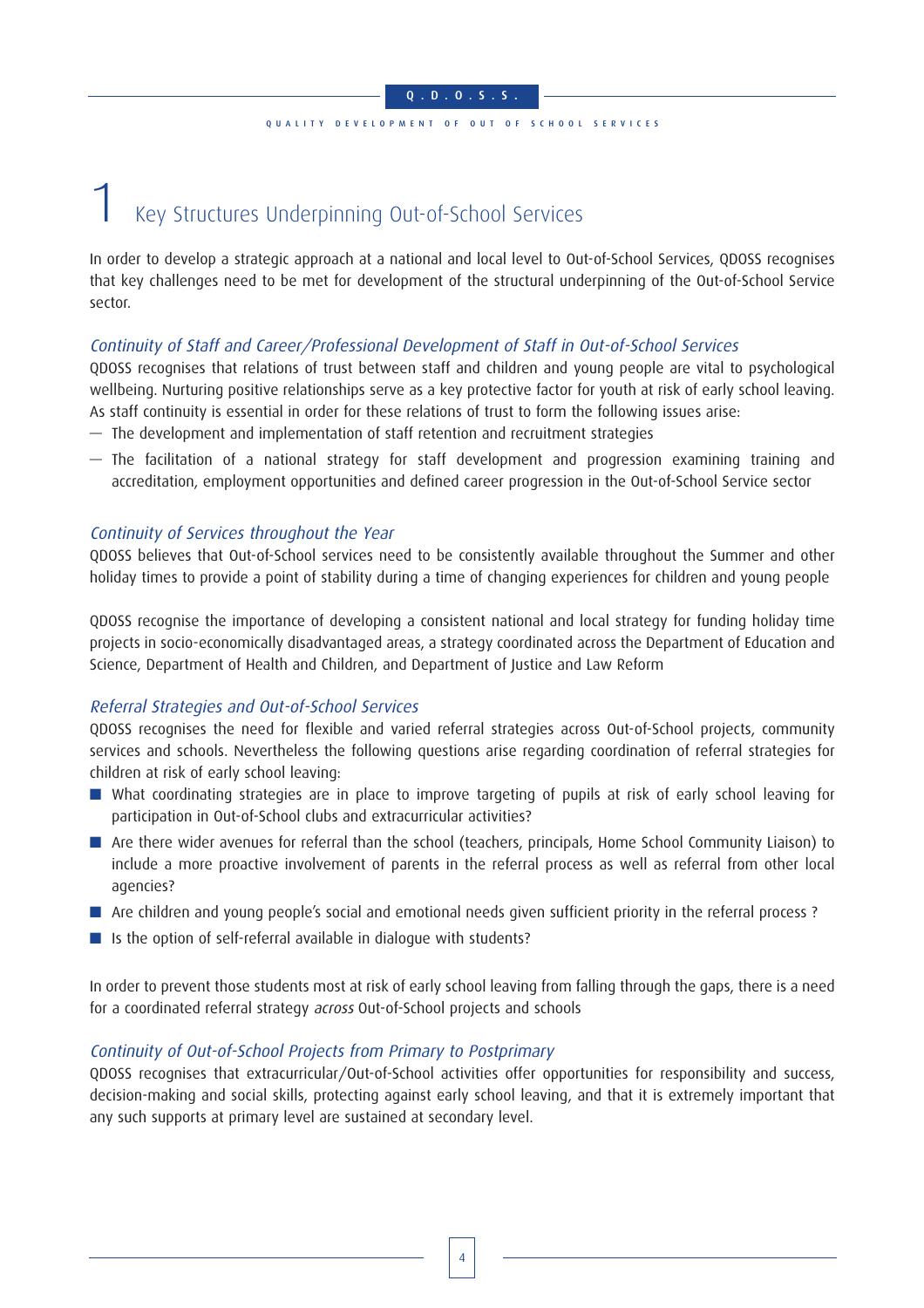# 1 Key Structures Underpinning Out-of-School Services

In order to develop a strategic approach at a national and local level to Out-of-School Services, QDOSS recognises that key challenges need to be met for development of the structural underpinning of the Out-of-School Service sector.

### *Continuity of Staff and Career/Professional Development of Staff in Out-of-School Services*

QDOSS recognises that relations of trust between staff and children and young people are vital to psychological wellbeing. Nurturing positive relationships serve as a key protective factor for youth at risk of early school leaving. As staff continuity is essential in order for these relations of trust to form the following issues arise:

- The development and implementation of staff retention and recruitment strategies
- The facilitation of a national strategy for staff development and progression examining training and accreditation, employment opportunities and defined career progression in the Out-of-School Service sector

### *Continuity of Services throughout the Year*

QDOSS believes that Out-of-School services need to be consistently available throughout the Summer and other holiday times to provide a point of stability during a time of changing experiences for children and young people

QDOSS recognise the importance of developing a consistent national and local strategy for funding holiday time projects in socio-economically disadvantaged areas, a strategy coordinated across the Department of Education and Science, Department of Health and Children, and Department of Justice and Law Reform

### *Referral Strategies and Out-of-School Services*

QDOSS recognises the need for flexible and varied referral strategies across Out-of-School projects, community services and schools. Nevertheless the following questions arise regarding coordination of referral strategies for children at risk of early school leaving:

- What coordinating strategies are in place to improve targeting of pupils at risk of early school leaving for participation in Out-of-School clubs and extracurricular activities?
- Are there wider avenues for referral than the school (teachers, principals, Home School Community Liaison) to include a more proactive involvement of parents in the referral process as well as referral from other local agencies?
- Are children and young people's social and emotional needs given sufficient priority in the referral process ?
- Is the option of self-referral available in dialogue with students?

In order to prevent those students most at risk of early school leaving from falling through the gaps, there is a need for a coordinated referral strategy *across* Out-of-School projects and schools

### *Continuity of Out-of-School Projects from Primary to Postprimary*

QDOSS recognises that extracurricular/Out-of-School activities offer opportunities for responsibility and success, decision-making and social skills, protecting against early school leaving, and that it is extremely important that any such supports at primary level are sustained at secondary level.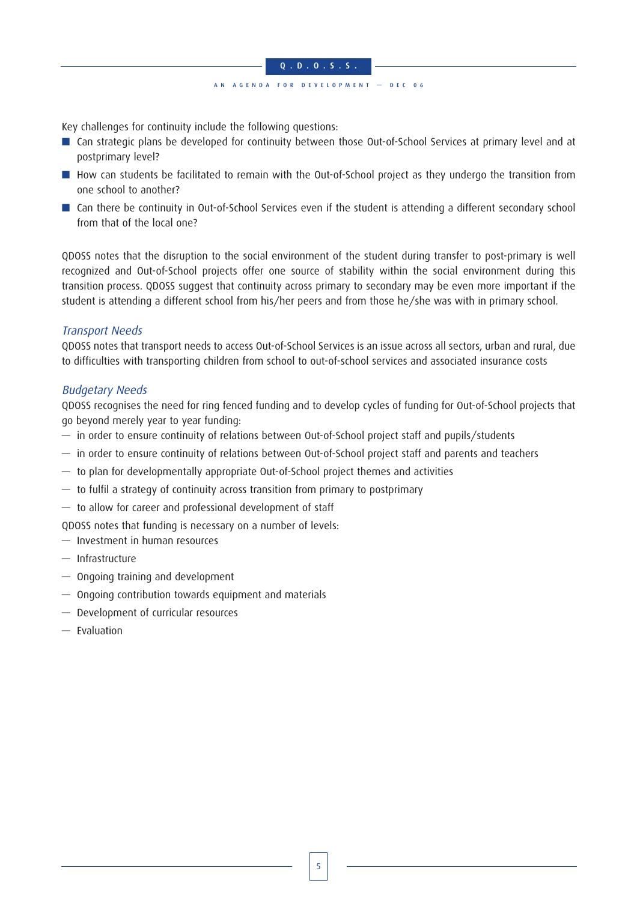Key challenges for continuity include the following questions:

- Can strategic plans be developed for continuity between those Out-of-School Services at primary level and at postprimary level?
- How can students be facilitated to remain with the Out-of-School project as they undergo the transition from one school to another?
- Can there be continuity in Out-of-School Services even if the student is attending a different secondary school from that of the local one?

QDOSS notes that the disruption to the social environment of the student during transfer to post-primary is well recognized and Out-of-School projects offer one source of stability within the social environment during this transition process. QDOSS suggest that continuity across primary to secondary may be even more important if the student is attending a different school from his/her peers and from those he/she was with in primary school.

### *Transport Needs*

QDOSS notes that transport needs to access Out-of-School Services is an issue across all sectors, urban and rural, due to difficulties with transporting children from school to out-of-school services and associated insurance costs

### *Budgetary Needs*

QDOSS recognises the need for ring fenced funding and to develop cycles of funding for Out-of-School projects that go beyond merely year to year funding:

- in order to ensure continuity of relations between Out-of-School project staff and pupils/students
- in order to ensure continuity of relations between Out-of-School project staff and parents and teachers
- to plan for developmentally appropriate Out-of-School project themes and activities
- to fulfil a strategy of continuity across transition from primary to postprimary
- to allow for career and professional development of staff

QDOSS notes that funding is necessary on a number of levels:

- Investment in human resources
- Infrastructure
- Ongoing training and development
- Ongoing contribution towards equipment and materials
- Development of curricular resources
- Evaluation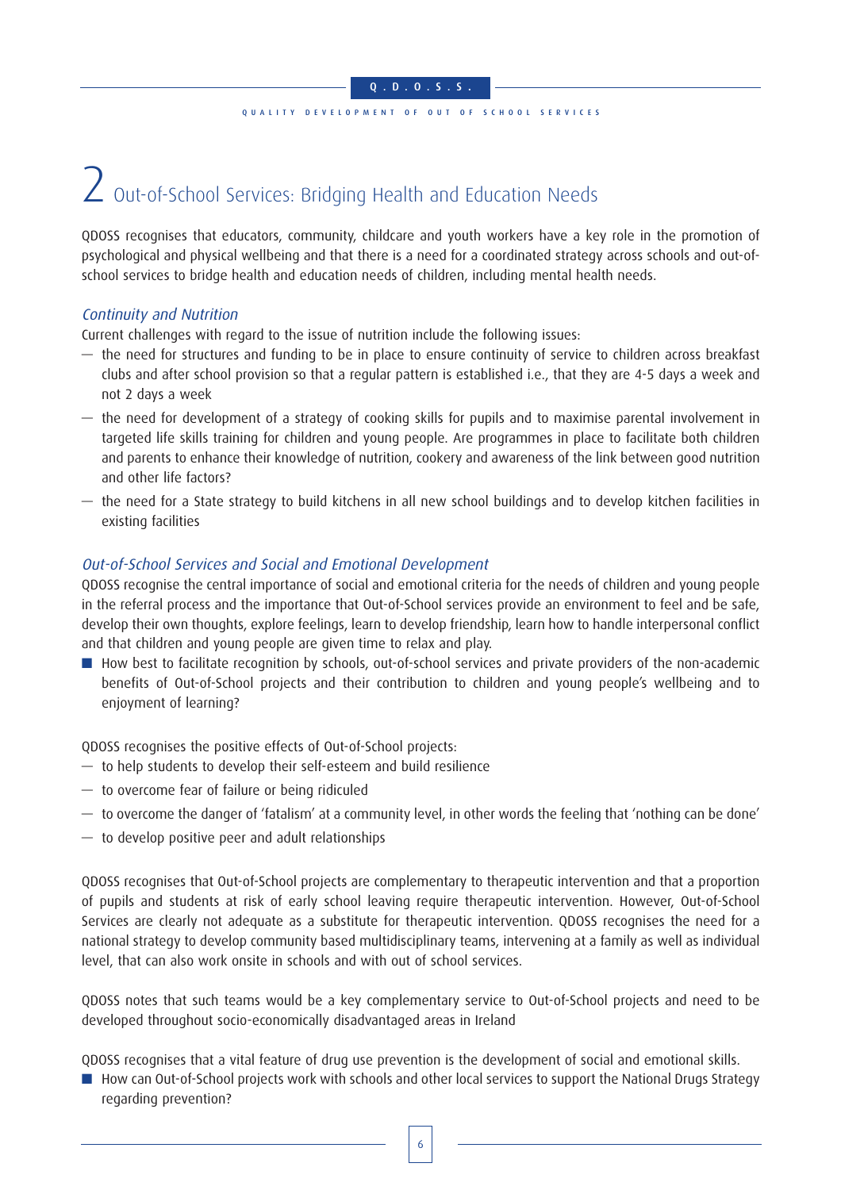## 2 Out-of-School Services: Bridging Health and Education Needs

QDOSS recognises that educators, community, childcare and youth workers have a key role in the promotion of psychological and physical wellbeing and that there is a need for a coordinated strategy across schools and out-of-school services to bridge health and education needs of children, including mental health needs.

### *Continuity and Nutrition*

Current challenges with regard to the issue of nutrition include the following issues:

- the need for structures and funding to be in place to ensure continuity of service to children across breakfast clubs and after school provision so that a regular pattern is established i.e., that they are 4-5 days a week and not 2 days a week
- the need for development of a strategy of cooking skills for pupils and to maximise parental involvement in targeted life skills training for children and young people. Are programmes in place to facilitate both children and parents to enhance their knowledge of nutrition, cookery and awareness of the link between good nutrition and other life factors?
- the need for a State strategy to build kitchens in all new school buildings and to develop kitchen facilities in existing facilities

### *Out-of-School Services and Social and Emotional Development*

QDOSS recognise the central importance of social and emotional criteria for the needs of children and young people in the referral process and the importance that Out-of-School services provide an environment to feel and be safe, develop their own thoughts, explore feelings, learn to develop friendship, learn how to handle interpersonal conflict and that children and young people are given time to relax and play.

- How best to facilitate recognition by schools, out-of-school services and private providers of the non-academic benefits of Out-of-School projects and their contribution to children and young people's wellbeing and to enjoyment of learning?

QDOSS recognises the positive effects of Out-of-School projects:

- to help students to develop their self-esteem and build resilience
- to overcome fear of failure or being ridiculed
- to overcome the danger of 'fatalism' at a community level, in other words the feeling that 'nothing can be done'
- to develop positive peer and adult relationships

QDOSS recognises that Out-of-School projects are complementary to therapeutic intervention and that a proportion of pupils and students at risk of early school leaving require therapeutic intervention. However, Out-of-School Services are clearly not adequate as a substitute for therapeutic intervention. QDOSS recognises the need for a national strategy to develop community based multidisciplinary teams, intervening at a family as well as individual level, that can also work onsite in schools and with out of school services.

QDOSS notes that such teams would be a key complementary service to Out-of-School projects and need to be developed throughout socio-economically disadvantaged areas in Ireland

QDOSS recognises that a vital feature of drug use prevention is the development of social and emotional skills.

- How can Out-of-School projects work with schools and other local services to support the National Drugs Strategy regarding prevention?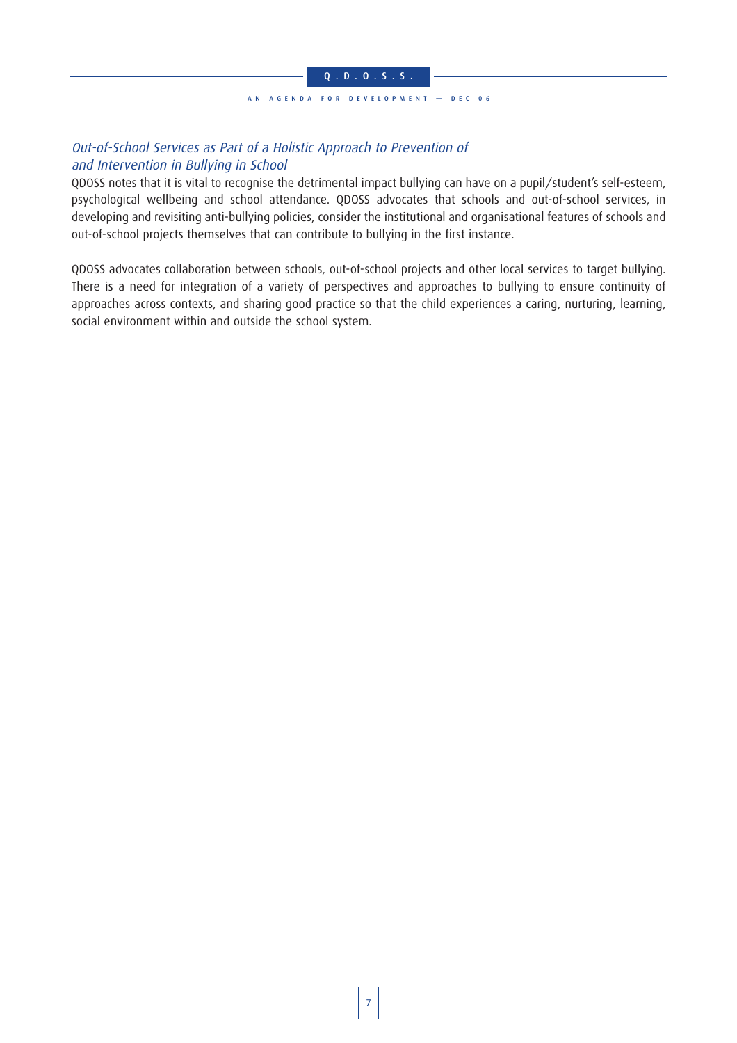### *Out-of-School Services as Part of a Holistic Approach to Prevention of and Intervention in Bullying in School*

QDOSS notes that it is vital to recognise the detrimental impact bullying can have on a pupil/student's self-esteem, psychological wellbeing and school attendance. QDOSS advocates that schools and out-of-school services, in developing and revisiting anti-bullying policies, consider the institutional and organisational features of schools and out-of-school projects themselves that can contribute to bullying in the first instance.

QDOSS advocates collaboration between schools, out-of-school projects and other local services to target bullying. There is a need for integration of a variety of perspectives and approaches to bullying to ensure continuity of approaches across contexts, and sharing good practice so that the child experiences a caring, nurturing, learning, social environment within and outside the school system.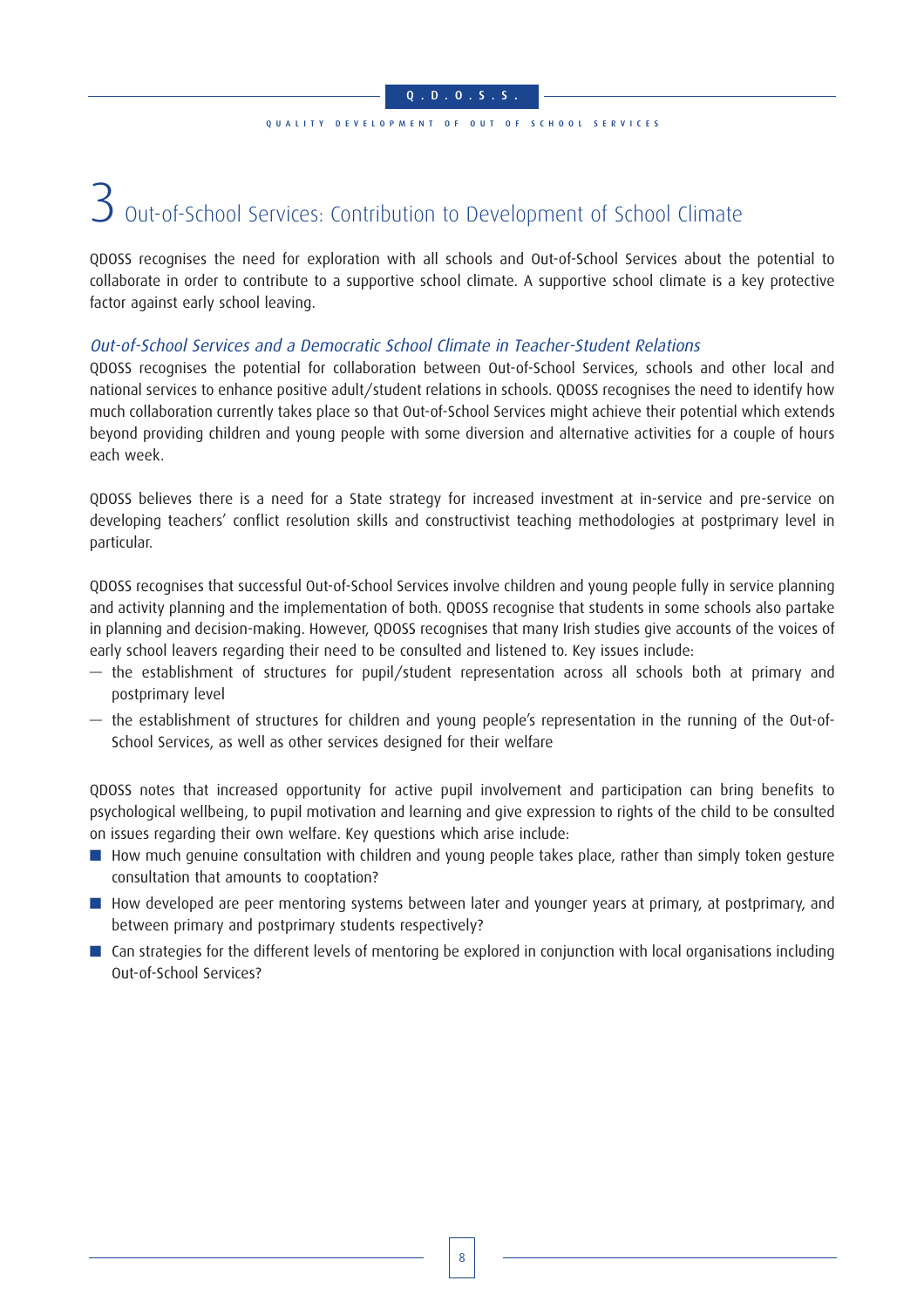# 3 Out-of-School Services: Contribution to Development of School Climate

QDOSS recognises the need for exploration with all schools and Out-of-School Services about the potential to collaborate in order to contribute to a supportive school climate. A supportive school climate is a key protective factor against early school leaving.

### *Out-of-School Services and a Democratic School Climate in Teacher-Student Relations*

QDOSS recognises the potential for collaboration between Out-of-School Services, schools and other local and national services to enhance positive adult/student relations in schools. QDOSS recognises the need to identify how much collaboration currently takes place so that Out-of-School Services might achieve their potential which extends beyond providing children and young people with some diversion and alternative activities for a couple of hours each week.

QDOSS believes there is a need for a State strategy for increased investment at in-service and pre-service on developing teachers' conflict resolution skills and constructivist teaching methodologies at postprimary level in particular.

QDOSS recognises that successful Out-of-School Services involve children and young people fully in service planning and activity planning and the implementation of both. QDOSS recognise that students in some schools also partake in planning and decision-making. However, QDOSS recognises that many Irish studies give accounts of the voices of early school leavers regarding their need to be consulted and listened to. Key issues include:

- the establishment of structures for pupil/student representation across all schools both at primary and postprimary level
- the establishment of structures for children and young people's representation in the running of the Out-of-School Services, as well as other services designed for their welfare

QDOSS notes that increased opportunity for active pupil involvement and participation can bring benefits to psychological wellbeing, to pupil motivation and learning and give expression to rights of the child to be consulted on issues regarding their own welfare. Key questions which arise include:

- How much genuine consultation with children and young people takes place, rather than simply token gesture consultation that amounts to cooptation?
- How developed are peer mentoring systems between later and younger years at primary, at postprimary, and between primary and postprimary students respectively?
- Can strategies for the different levels of mentoring be explored in conjunction with local organisations including Out-of-School Services?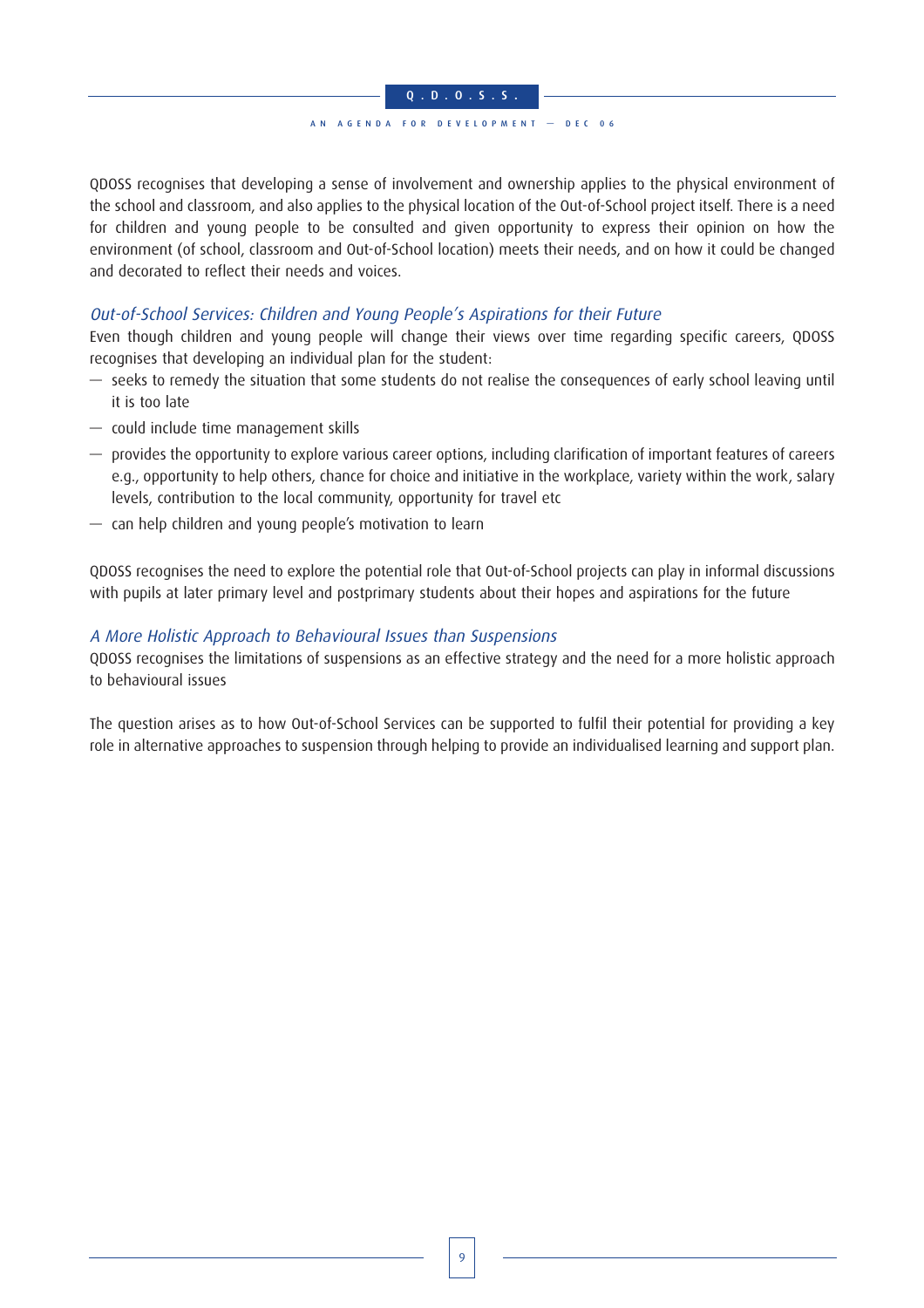QDOSS recognises that developing a sense of involvement and ownership applies to the physical environment of the school and classroom, and also applies to the physical location of the Out-of-School project itself. There is a need for children and young people to be consulted and given opportunity to express their opinion on how the environment (of school, classroom and Out-of-School location) meets their needs, and on how it could be changed and decorated to reflect their needs and voices.

### *Out-of-School Services: Children and Young People's Aspirations for their Future*

Even though children and young people will change their views over time regarding specific careers, QDOSS recognises that developing an individual plan for the student:

- seeks to remedy the situation that some students do not realise the consequences of early school leaving until it is too late
- could include time management skills
- provides the opportunity to explore various career options, including clarification of important features of careers e.g., opportunity to help others, chance for choice and initiative in the workplace, variety within the work, salary levels, contribution to the local community, opportunity for travel etc
- can help children and young people's motivation to learn

QDOSS recognises the need to explore the potential role that Out-of-School projects can play in informal discussions with pupils at later primary level and postprimary students about their hopes and aspirations for the future

### *A More Holistic Approach to Behavioural Issues than Suspensions*

QDOSS recognises the limitations of suspensions as an effective strategy and the need for a more holistic approach to behavioural issues

The question arises as to how Out-of-School Services can be supported to fulfil their potential for providing a key role in alternative approaches to suspension through helping to provide an individualised learning and support plan.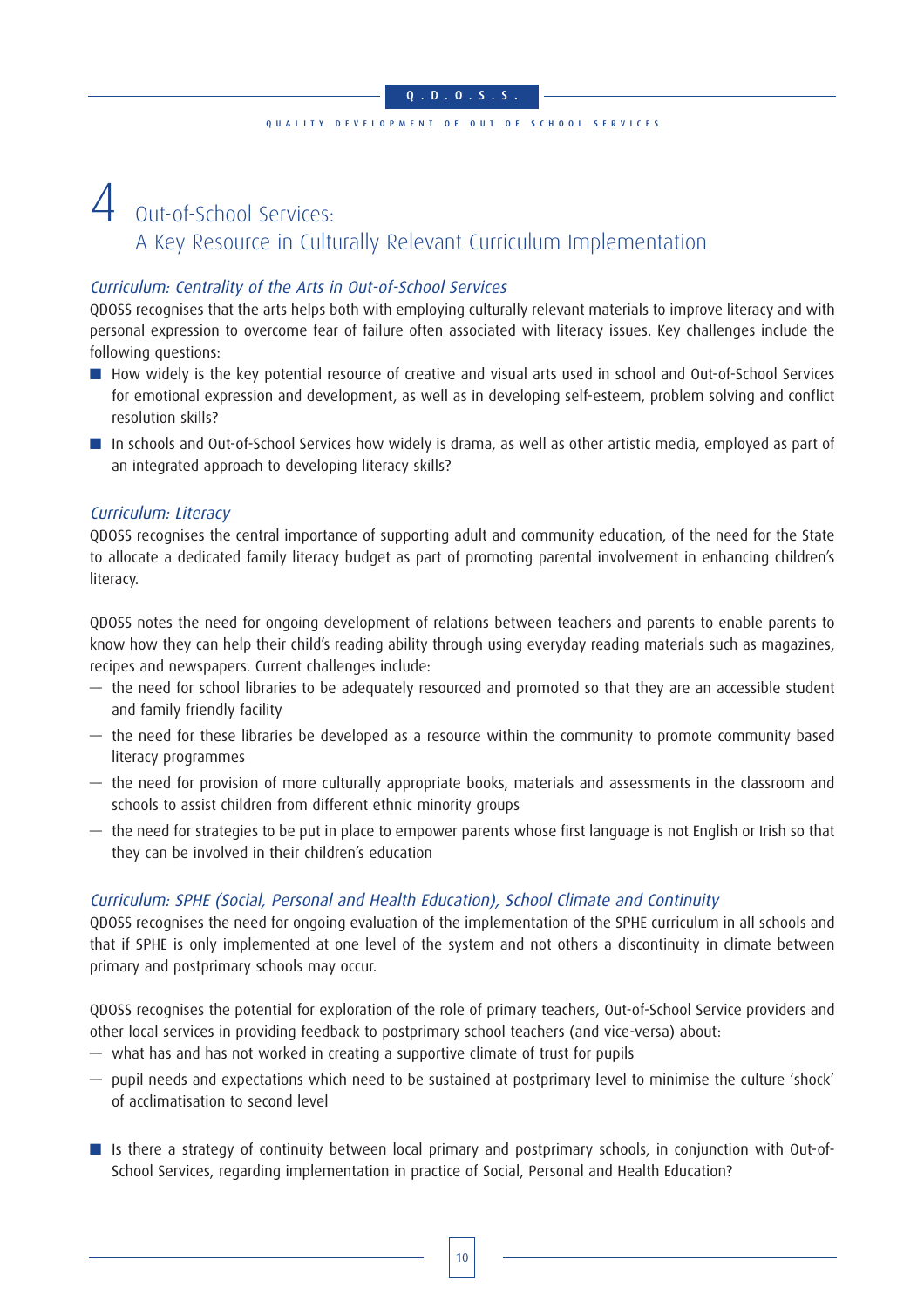# 4 Out-of-School Services: A Key Resource in Culturally Relevant Curriculum Implementation

*Curriculum: Centrality of the Arts in Out-of-School Services*

QDOSS recognises that the arts helps both with employing culturally relevant materials to improve literacy and with personal expression to overcome fear of failure often associated with literacy issues. Key challenges include the following questions:

- How widely is the key potential resource of creative and visual arts used in school and Out-of-School Services for emotional expression and development, as well as in developing self-esteem, problem solving and conflict resolution skills?
- In schools and Out-of-School Services how widely is drama, as well as other artistic media, employed as part of an integrated approach to developing literacy skills?

*Curriculum: Literacy*

QDOSS recognises the central importance of supporting adult and community education, of the need for the State to allocate a dedicated family literacy budget as part of promoting parental involvement in enhancing children's literacy.

QDOSS notes the need for ongoing development of relations between teachers and parents to enable parents to know how they can help their child's reading ability through using everyday reading materials such as magazines, recipes and newspapers. Current challenges include:

— the need for school libraries to be adequately resourced and promoted so that they are an accessible student and family friendly facility

— the need for these libraries be developed as a resource within the community to promote community based literacy programmes

— the need for provision of more culturally appropriate books, materials and assessments in the classroom and schools to assist children from different ethnic minority groups

— the need for strategies to be put in place to empower parents whose first language is not English or Irish so that they can be involved in their children's education

*Curriculum: SPHE (Social, Personal and Health Education), School Climate and Continuity*

QDOSS recognises the need for ongoing evaluation of the implementation of the SPHE curriculum in all schools and that if SPHE is only implemented at one level of the system and not others a discontinuity in climate between primary and postprimary schools may occur.

QDOSS recognises the potential for exploration of the role of primary teachers, Out-of-School Service providers and other local services in providing feedback to postprimary school teachers (and vice-versa) about:

— what has and has not worked in creating a supportive climate of trust for pupils

— pupil needs and expectations which need to be sustained at postprimary level to minimise the culture 'shock' of acclimatisation to second level

- Is there a strategy of continuity between local primary and postprimary schools, in conjunction with Out-of-School Services, regarding implementation in practice of Social, Personal and Health Education?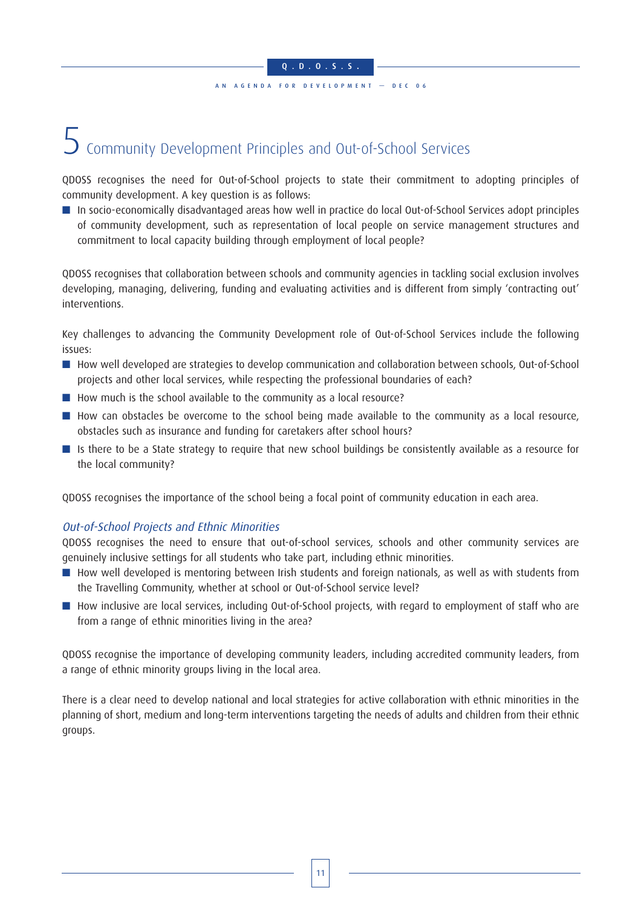# 5 Community Development Principles and Out-of-School Services

QDOSS recognises the need for Out-of-School projects to state their commitment to adopting principles of community development. A key question is as follows:

- In socio-economically disadvantaged areas how well in practice do local Out-of-School Services adopt principles of community development, such as representation of local people on service management structures and commitment to local capacity building through employment of local people?

QDOSS recognises that collaboration between schools and community agencies in tackling social exclusion involves developing, managing, delivering, funding and evaluating activities and is different from simply 'contracting out' interventions.

Key challenges to advancing the Community Development role of Out-of-School Services include the following issues:

- How well developed are strategies to develop communication and collaboration between schools, Out-of-School projects and other local services, while respecting the professional boundaries of each?
- How much is the school available to the community as a local resource?
- How can obstacles be overcome to the school being made available to the community as a local resource, obstacles such as insurance and funding for caretakers after school hours?
- Is there to be a State strategy to require that new school buildings be consistently available as a resource for the local community?

QDOSS recognises the importance of the school being a focal point of community education in each area.

### *Out-of-School Projects and Ethnic Minorities*

QDOSS recognises the need to ensure that out-of-school services, schools and other community services are genuinely inclusive settings for all students who take part, including ethnic minorities.

- How well developed is mentoring between Irish students and foreign nationals, as well as with students from the Travelling Community, whether at school or Out-of-School service level?
- How inclusive are local services, including Out-of-School projects, with regard to employment of staff who are from a range of ethnic minorities living in the area?

QDOSS recognise the importance of developing community leaders, including accredited community leaders, from a range of ethnic minority groups living in the local area.

There is a clear need to develop national and local strategies for active collaboration with ethnic minorities in the planning of short, medium and long-term interventions targeting the needs of adults and children from their ethnic groups.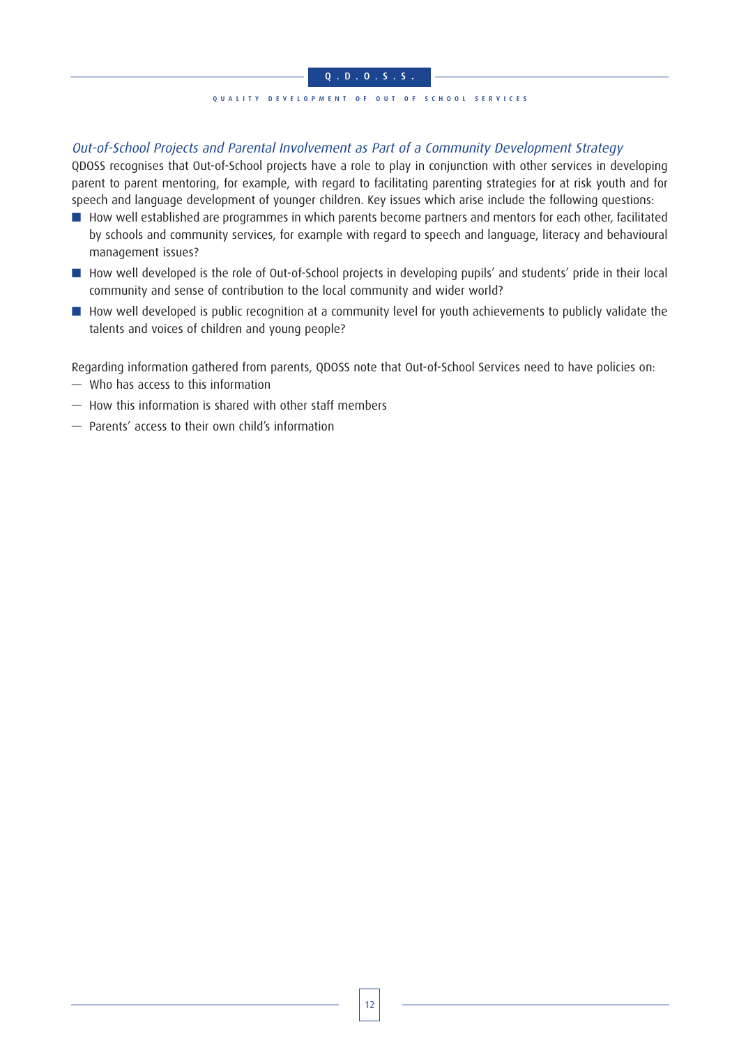*Out-of-School Projects and Parental Involvement as Part of a Community Development Strategy*

QDOSS recognises that Out-of-School projects have a role to play in conjunction with other services in developing parent to parent mentoring, for example, with regard to facilitating parenting strategies for at risk youth and for speech and language development of younger children. Key issues which arise include the following questions:

- How well established are programmes in which parents become partners and mentors for each other, facilitated by schools and community services, for example with regard to speech and language, literacy and behavioural management issues?
- How well developed is the role of Out-of-School projects in developing pupils' and students' pride in their local community and sense of contribution to the local community and wider world?
- How well developed is public recognition at a community level for youth achievements to publicly validate the talents and voices of children and young people?

Regarding information gathered from parents, QDOSS note that Out-of-School Services need to have policies on:

- Who has access to this information
- How this information is shared with other staff members
- Parents' access to their own child's information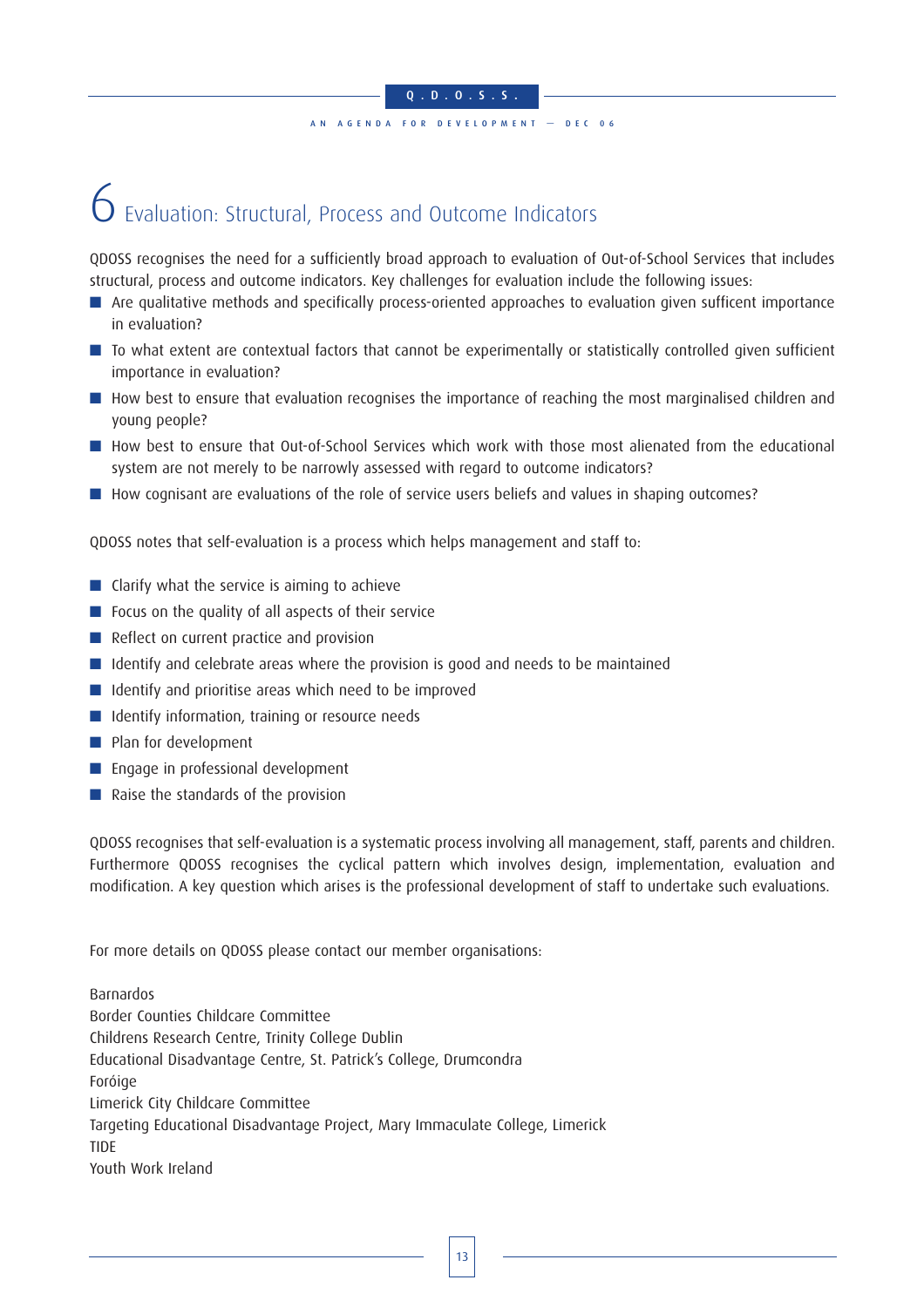# 6 Evaluation: Structural, Process and Outcome Indicators

QDOSS recognises the need for a sufficiently broad approach to evaluation of Out-of-School Services that includes structural, process and outcome indicators. Key challenges for evaluation include the following issues:

- Are qualitative methods and specifically process-oriented approaches to evaluation given suffcient importance in evaluation?
- To what extent are contextual factors that cannot be experimentally or statistically controlled given sufficient importance in evaluation?
- How best to ensure that evaluation recognises the importance of reaching the most marginalised children and young people?
- How best to ensure that Out-of-School Services which work with those most alienated from the educational system are not merely to be narrowly assessed with regard to outcome indicators?
- How cognisant are evaluations of the role of service users beliefs and values in shaping outcomes?

QDOSS notes that self-evaluation is a process which helps management and staff to:

- Clarify what the service is aiming to achieve
- Focus on the quality of all aspects of their service
- Reflect on current practice and provision
- Identify and celebrate areas where the provision is good and needs to be maintained
- Identify and prioritise areas which need to be improved
- Identify information, training or resource needs
- Plan for development
- Engage in professional development
- Raise the standards of the provision

QDOSS recognises that self-evaluation is a systematic process involving all management, staff, parents and children. Furthermore QDOSS recognises the cyclical pattern which involves design, implementation, evaluation and modification. A key question which arises is the professional development of staff to undertake such evaluations.

For more details on QDOSS please contact our member organisations:

Barnardos
Border Counties Childcare Committee
Childrens Research Centre, Trinity College Dublin
Educational Disadvantage Centre, St. Patrick's College, Drumcondra
Foróige
Limerick City Childcare Committee
Targeting Educational Disadvantage Project, Mary Immaculate College, Limerick
TIDE
Youth Work Ireland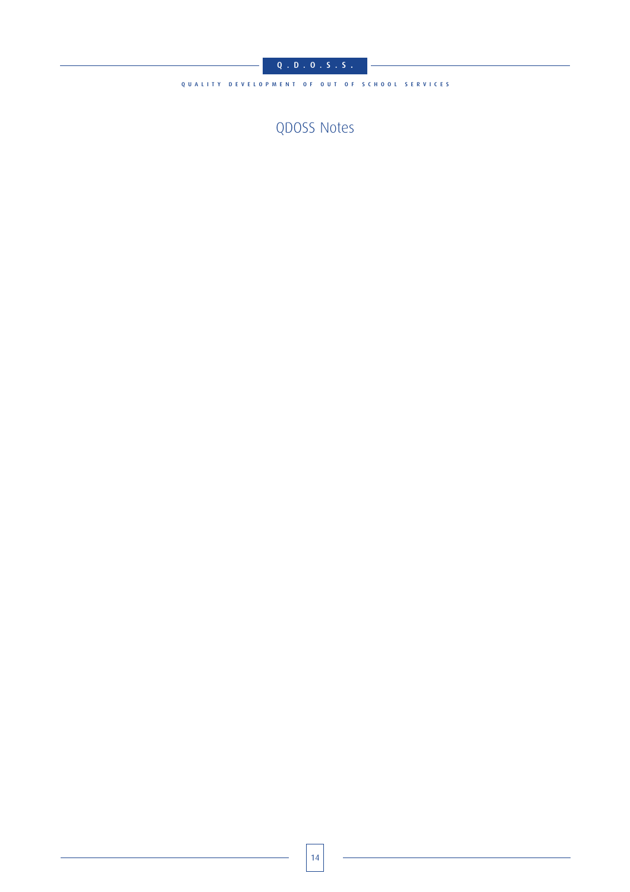# QDOSS Notes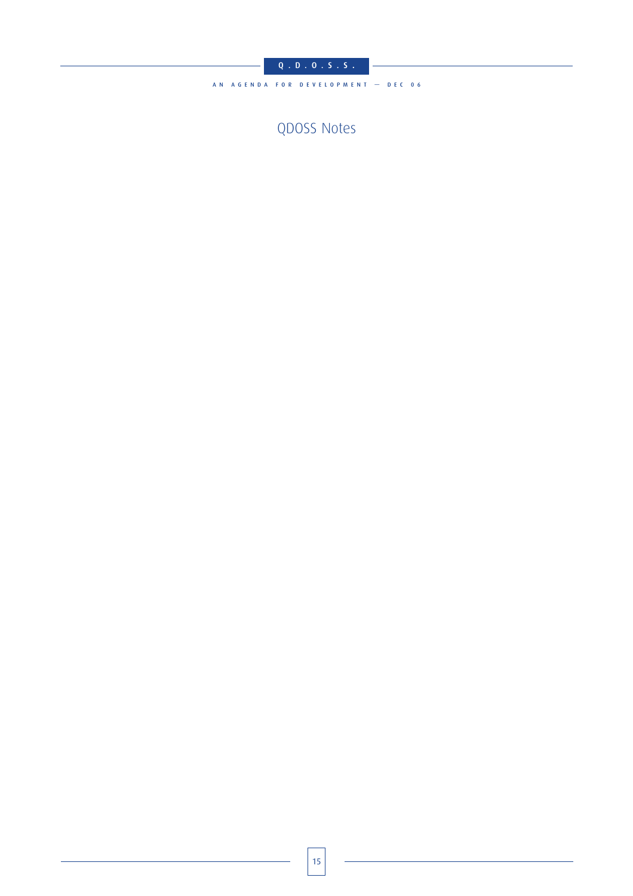# QDOSS Notes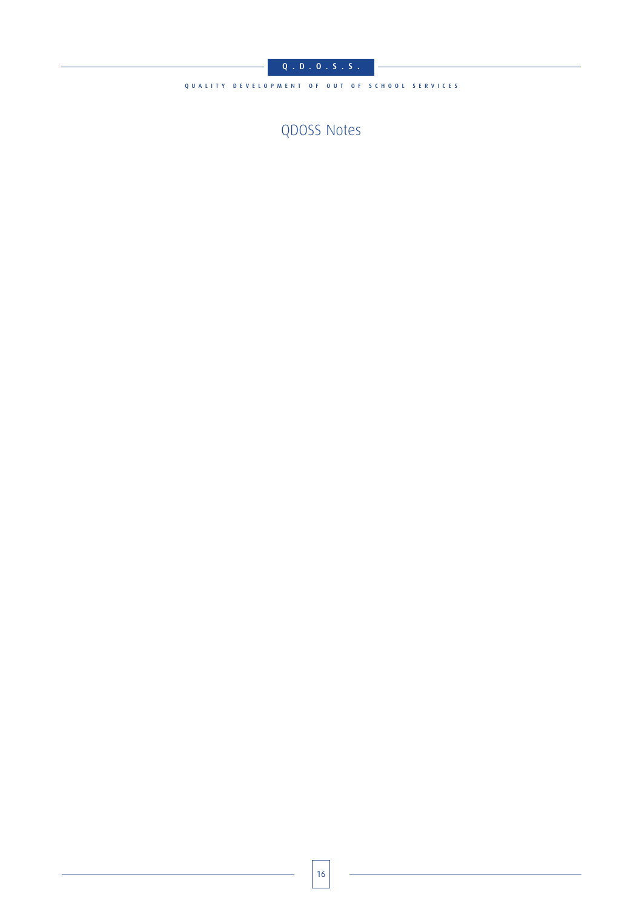# QDOSS Notes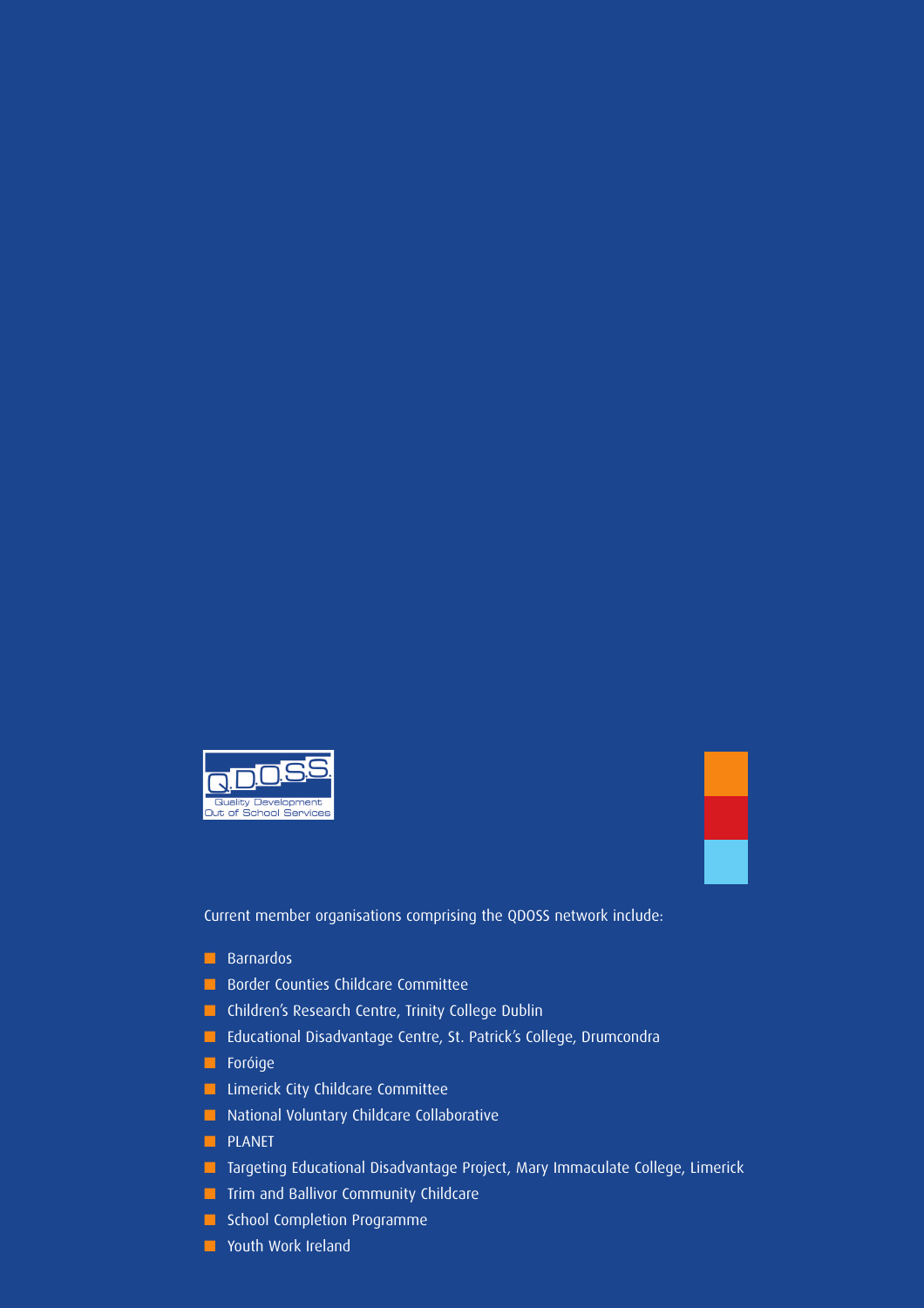QDOSS
Quality Development Out of School Services

Current member organisations comprising the QDOSS network include:

- Barnardos
- Border Counties Childcare Committee
- Children's Research Centre, Trinity College Dublin
- Educational Disadvantage Centre, St. Patrick's College, Drumcondra
- Foróige
- Limerick City Childcare Committee
- National Voluntary Childcare Collaborative
- PLANET
- Targeting Educational Disadvantage Project, Mary Immaculate College, Limerick
- Trim and Ballivor Community Childcare
- School Completion Programme
- Youth Work Ireland